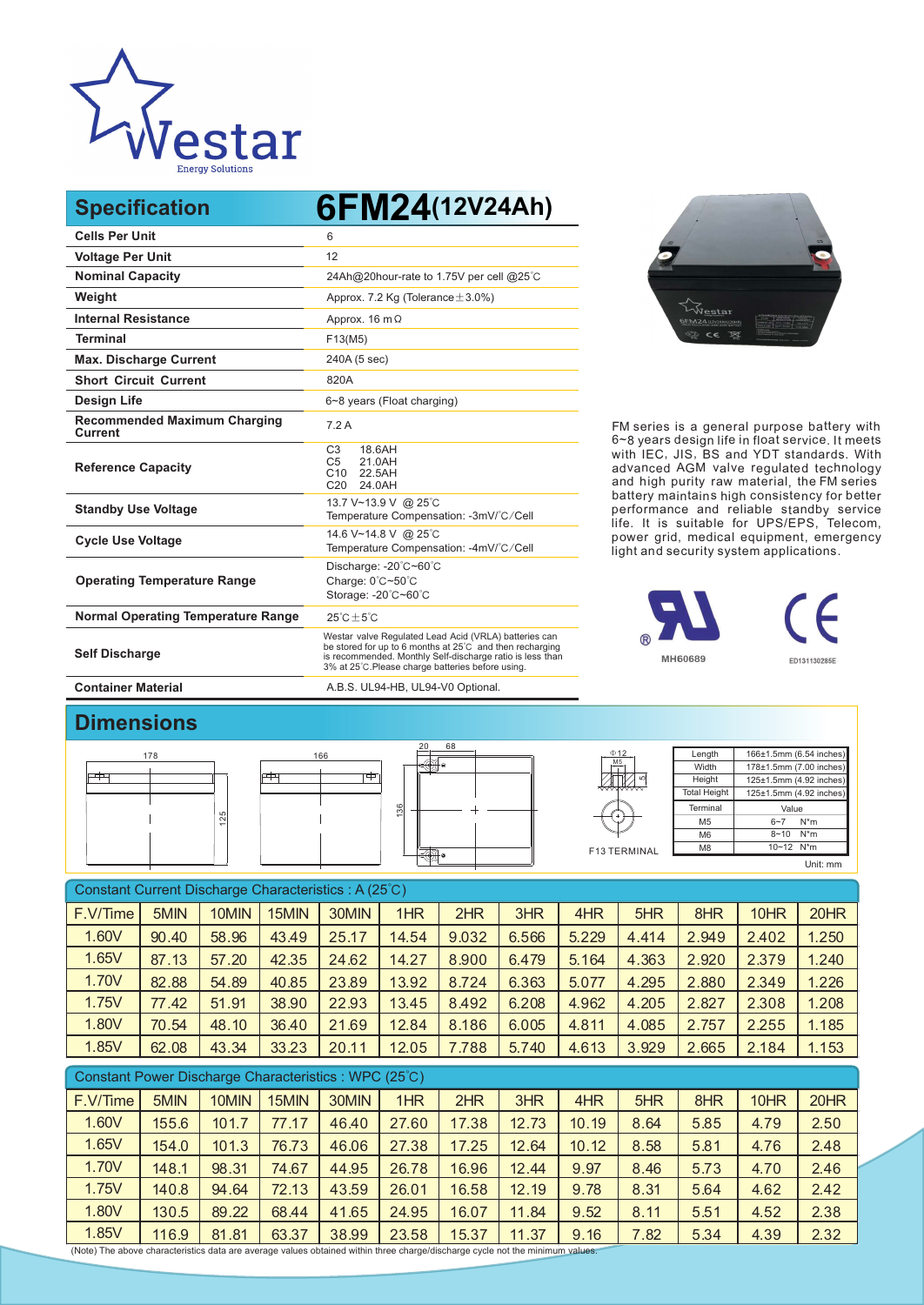Westar
Energy Solutions

## Specification — 6FM24(12V24Ah)

| Specification | 6FM24(12V24Ah) |
|---|---|
| Cells Per Unit | 6 |
| Voltage Per Unit | 12 |
| Nominal Capacity | 24Ah@20hour-rate to 1.75V per cell @25℃ |
| Weight | Approx. 7.2 Kg (Tolerance±3.0%) |
| Internal Resistance | Approx. 16 mΩ |
| Terminal | F13(M5) |
| Max. Discharge Current | 240A (5 sec) |
| Short Circuit Current | 820A |
| Design Life | 6~8 years (Float charging) |
| Recommended Maximum Charging Current | 7.2 A |
| Reference Capacity | C3 18.6AH<br>C5 21.0AH<br>C10 22.5AH<br>C20 24.0AH |
| Standby Use Voltage | 13.7 V~13.9 V @ 25℃<br>Temperature Compensation: -3mV/℃/Cell |
| Cycle Use Voltage | 14.6 V~14.8 V @ 25℃<br>Temperature Compensation: -4mV/℃/Cell |
| Operating Temperature Range | Discharge: -20℃~60℃<br>Charge: 0℃~50℃<br>Storage: -20℃~60℃ |
| Normal Operating Temperature Range | 25℃±5℃ |
| Self Discharge | Westar valve Regulated Lead Acid (VRLA) batteries can be stored for up to 6 months at 25℃ and then recharging is recommended. Monthly Self-discharge ratio is less than 3% at 25℃.Please charge batteries before using. |
| Container Material | A.B.S. UL94-HB, UL94-V0 Optional. |

FM series is a general purpose battery with 6~8 years design life in float service. It meets with IEC, JIS, BS and YDT standards. With advanced AGM valve regulated technology and high purity raw material, the FM series battery maintains high consistency for better performance and reliable standby service life. It is suitable for UPS/EPS, Telecom, power grid, medical equipment, emergency light and security system applications.

MH60689 ED131130285E

## Dimensions

178 125 166 136 20 68 Φ12 M5 5

F13 TERMINAL

| Length | 166±1.5mm (6.54 inches) |
|---|---|
| Width | 178±1.5mm (7.00 inches) |
| Height | 125±1.5mm (4.92 inches) |
| Total Height | 125±1.5mm (4.92 inches) |

| Terminal | Value |
|---|---|
| M5 | 6~7 N*m |
| M6 | 8~10 N*m |
| M8 | 10~12 N*m |

Unit: mm

### Constant Current Discharge Characteristics : A (25℃)

| F.V/Time | 5MIN | 10MIN | 15MIN | 30MIN | 1HR | 2HR | 3HR | 4HR | 5HR | 8HR | 10HR | 20HR |
|---|---|---|---|---|---|---|---|---|---|---|---|---|
| 1.60V | 90.40 | 58.96 | 43.49 | 25.17 | 14.54 | 9.032 | 6.566 | 5.229 | 4.414 | 2.949 | 2.402 | 1.250 |
| 1.65V | 87.13 | 57.20 | 42.35 | 24.62 | 14.27 | 8.900 | 6.479 | 5.164 | 4.363 | 2.920 | 2.379 | 1.240 |
| 1.70V | 82.88 | 54.89 | 40.85 | 23.89 | 13.92 | 8.724 | 6.363 | 5.077 | 4.295 | 2.880 | 2.349 | 1.226 |
| 1.75V | 77.42 | 51.91 | 38.90 | 22.93 | 13.45 | 8.492 | 6.208 | 4.962 | 4.205 | 2.827 | 2.308 | 1.208 |
| 1.80V | 70.54 | 48.10 | 36.40 | 21.69 | 12.84 | 8.186 | 6.005 | 4.811 | 4.085 | 2.757 | 2.255 | 1.185 |
| 1.85V | 62.08 | 43.34 | 33.23 | 20.11 | 12.05 | 7.788 | 5.740 | 4.613 | 3.929 | 2.665 | 2.184 | 1.153 |

### Constant Power Discharge Characteristics : WPC (25℃)

| F.V/Time | 5MIN | 10MIN | 15MIN | 30MIN | 1HR | 2HR | 3HR | 4HR | 5HR | 8HR | 10HR | 20HR |
|---|---|---|---|---|---|---|---|---|---|---|---|---|
| 1.60V | 155.6 | 101.7 | 77.17 | 46.40 | 27.60 | 17.38 | 12.73 | 10.19 | 8.64 | 5.85 | 4.79 | 2.50 |
| 1.65V | 154.0 | 101.3 | 76.73 | 46.06 | 27.38 | 17.25 | 12.64 | 10.12 | 8.58 | 5.81 | 4.76 | 2.48 |
| 1.70V | 148.1 | 98.31 | 74.67 | 44.95 | 26.78 | 16.96 | 12.44 | 9.97 | 8.46 | 5.73 | 4.70 | 2.46 |
| 1.75V | 140.8 | 94.64 | 72.13 | 43.59 | 26.01 | 16.58 | 12.19 | 9.78 | 8.31 | 5.64 | 4.62 | 2.42 |
| 1.80V | 130.5 | 89.22 | 68.44 | 41.65 | 24.95 | 16.07 | 11.84 | 9.52 | 8.11 | 5.51 | 4.52 | 2.38 |
| 1.85V | 116.9 | 81.81 | 63.37 | 38.99 | 23.58 | 15.37 | 11.37 | 9.16 | 7.82 | 5.34 | 4.39 | 2.32 |

(Note) The above characteristics data are average values obtained within three charge/discharge cycle not the minimum values.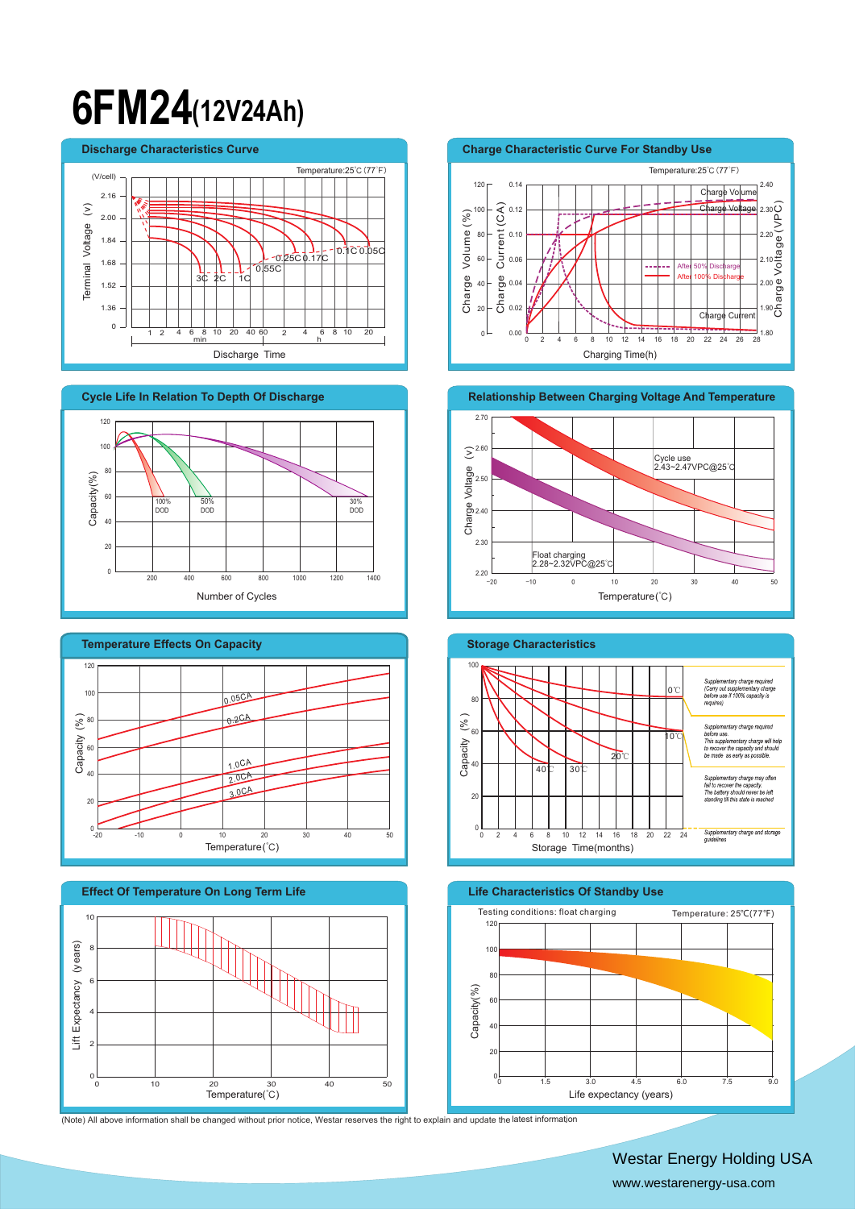# 6FM24(12V24Ah)

## Discharge Characteristics Curve

Temperature:25℃ (77℉)

(V/cell)

Terminal Voltage (v)

2.16
2.00
1.84
1.68
1.52
1.36
0

3C 2C 1C 0.55C 0.25C 0.17C 0.1C 0.05C

1 2 4 6 8 10 20 40 60 2 4 6 8 10 20

min h

Discharge Time

## Charge Characteristic Curve For Standby Use

Temperature:25℃ (77℉)

Charge Volume (%)
Charge Current (CA)
Charge Voltage (VPC)

120 100 80 60 40 20 0

0.14 0.12 0.10 0.06 0.04 0.02 0.00

2.40 2.30 2.20 2.10 2.00 1.90 1.80

Charge Volume
Charge Voltage
After 50% Discharge
After 100% Discharge
Charge Current

0 2 4 6 8 10 12 14 16 18 20 22 24 26 28

Charging Time(h)

## Cycle Life In Relation To Depth Of Discharge

Capacity(%)

120 100 80 60 40 20 0

100% DOD
50% DOD
30% DOD

200 400 600 800 1000 1200 1400

Number of Cycles

## Relationship Between Charging Voltage And Temperature

Charge Voltage (v)

2.70 2.60 2.50 2.40 2.30 2.20

Cycle use
2.43~2.47VPC@25℃

Float charging
2.28~2.32VPC@25℃

−20 −10 0 10 20 30 40 50

Temperature(℃)

## Temperature Effects On Capacity

Capacity (%)

120 100 80 60 40 20 0

0.05CA
0.2CA
1.0CA
2.0CA
3.0CA

-20 -10 0 10 20 30 40 50

Temperature(℃)

## Storage Characteristics

Capacity (%)

100 80 60 40 20 0

0℃
10℃
20℃
30℃
40℃

0 2 4 6 8 10 12 14 16 18 20 22 24

Storage Time(months)

Supplementary charge required (Carry out supplementary charge before use if 100% capacity is requires)

Supplementary charge required before use. This supplementary charge will help to recover the capacity and should be made as early as possible.

Supplementary charge may often fail to recover the capacity. The battery should never be left standing till this state is reached

Supplementary charge and storage guidelines

## Effect Of Temperature On Long Term Life

Lift Expectancy (years)

10 8 6 4 2 0

0 10 20 30 40 50

Temperature(℃)

## Life Characteristics Of Standby Use

Testing conditions: float charging

Temperature: 25℃(77℉)

Capacity(%)

120 100 80 60 40 20 0

0 1.5 3.0 4.5 6.0 7.5 9.0

Life expectancy (years)

(Note) All above information shall be changed without prior notice, Westar reserves the right to explain and update the latest information

Westar Energy Holding USA

www.westarenergy-usa.com